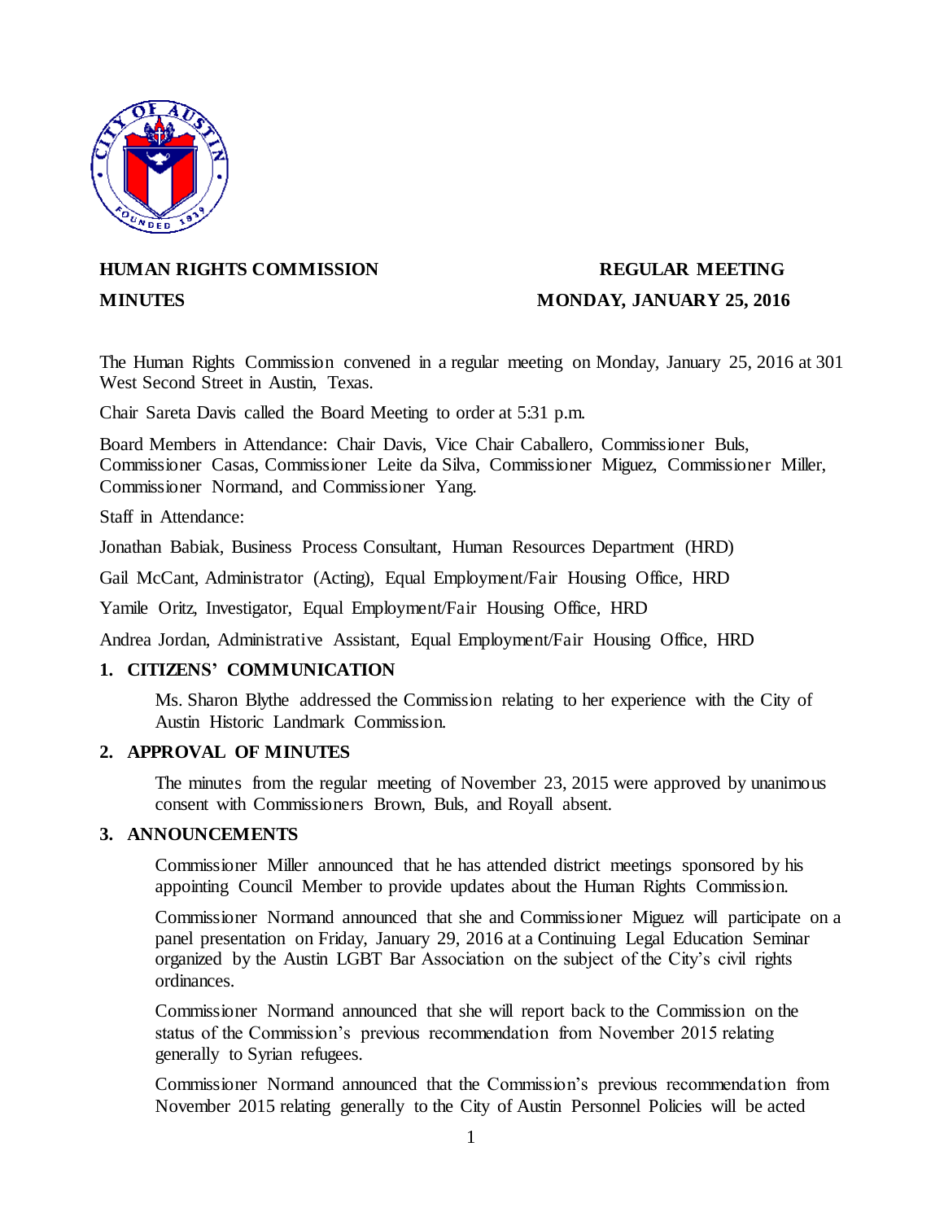**HUMAN RIGHTS COMMISSION** **REGULAR MEETING**

**MINUTES** **MONDAY, JANUARY 25, 2016**

The Human Rights Commission convened in a regular meeting on Monday, January 25, 2016 at 301 West Second Street in Austin, Texas.

Chair Sareta Davis called the Board Meeting to order at 5:31 p.m.

Board Members in Attendance: Chair Davis, Vice Chair Caballero, Commissioner Buls, Commissioner Casas, Commissioner Leite da Silva, Commissioner Miguez, Commissioner Miller, Commissioner Normand, and Commissioner Yang.

Staff in Attendance:

Jonathan Babiak, Business Process Consultant, Human Resources Department (HRD)

Gail McCant, Administrator (Acting), Equal Employment/Fair Housing Office, HRD

Yamile Oritz, Investigator, Equal Employment/Fair Housing Office, HRD

Andrea Jordan, Administrative Assistant, Equal Employment/Fair Housing Office, HRD

## 1. CITIZENS' COMMUNICATION

Ms. Sharon Blythe addressed the Commission relating to her experience with the City of Austin Historic Landmark Commission.

## 2. APPROVAL OF MINUTES

The minutes from the regular meeting of November 23, 2015 were approved by unanimous consent with Commissioners Brown, Buls, and Royall absent.

## 3. ANNOUNCEMENTS

Commissioner Miller announced that he has attended district meetings sponsored by his appointing Council Member to provide updates about the Human Rights Commission.

Commissioner Normand announced that she and Commissioner Miguez will participate on a panel presentation on Friday, January 29, 2016 at a Continuing Legal Education Seminar organized by the Austin LGBT Bar Association on the subject of the City's civil rights ordinances.

Commissioner Normand announced that she will report back to the Commission on the status of the Commission's previous recommendation from November 2015 relating generally to Syrian refugees.

Commissioner Normand announced that the Commission's previous recommendation from November 2015 relating generally to the City of Austin Personnel Policies will be acted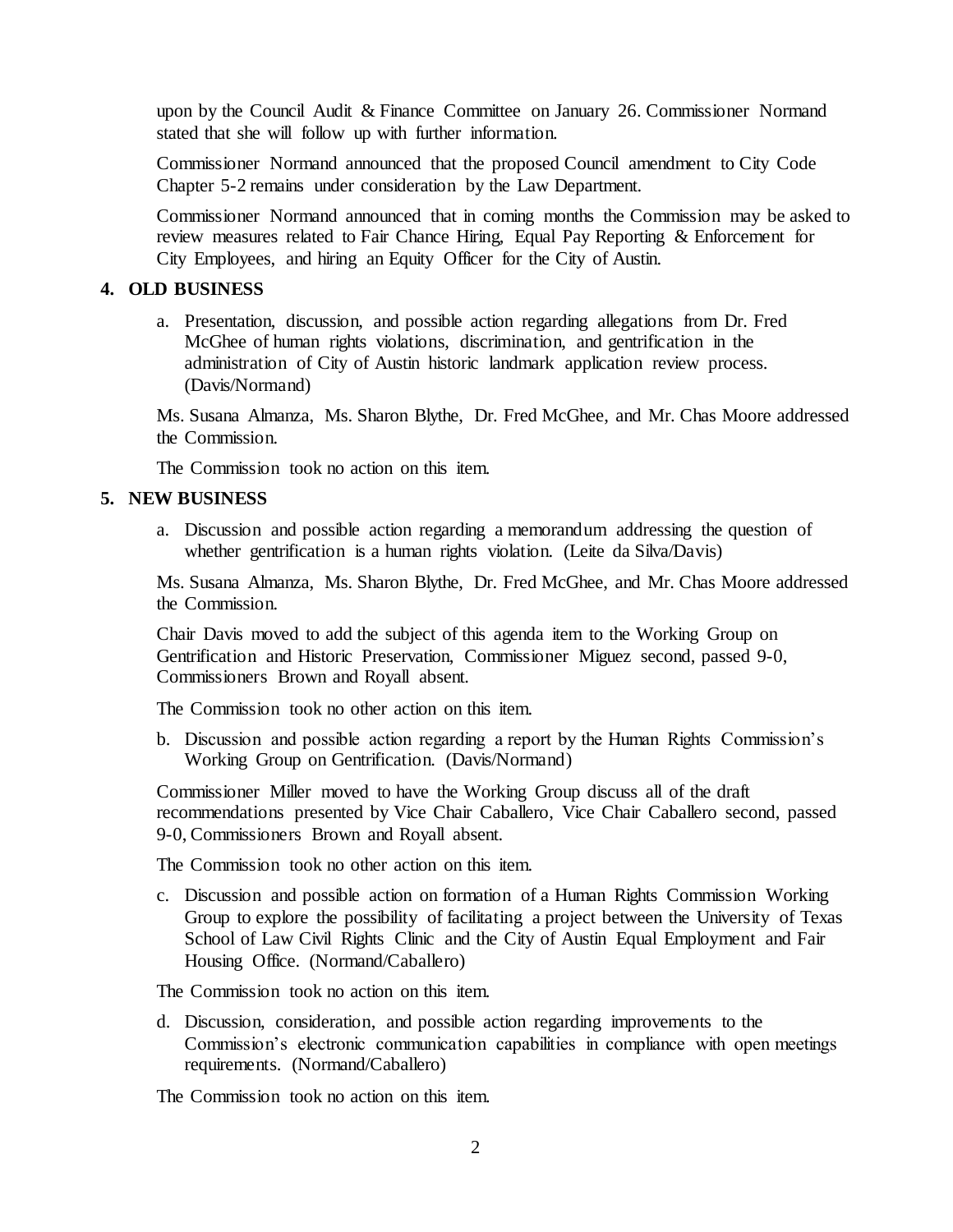upon by the Council Audit & Finance Committee on January 26. Commissioner Normand stated that she will follow up with further information.

Commissioner Normand announced that the proposed Council amendment to City Code Chapter 5-2 remains under consideration by the Law Department.

Commissioner Normand announced that in coming months the Commission may be asked to review measures related to Fair Chance Hiring, Equal Pay Reporting & Enforcement for City Employees, and hiring an Equity Officer for the City of Austin.

## 4. OLD BUSINESS

a. Presentation, discussion, and possible action regarding allegations from Dr. Fred McGhee of human rights violations, discrimination, and gentrification in the administration of City of Austin historic landmark application review process. (Davis/Normand)

Ms. Susana Almanza, Ms. Sharon Blythe, Dr. Fred McGhee, and Mr. Chas Moore addressed the Commission.

The Commission took no action on this item.

## 5. NEW BUSINESS

a. Discussion and possible action regarding a memorandum addressing the question of whether gentrification is a human rights violation. (Leite da Silva/Davis)

Ms. Susana Almanza, Ms. Sharon Blythe, Dr. Fred McGhee, and Mr. Chas Moore addressed the Commission.

Chair Davis moved to add the subject of this agenda item to the Working Group on Gentrification and Historic Preservation, Commissioner Miguez second, passed 9-0, Commissioners Brown and Royall absent.

The Commission took no other action on this item.

b. Discussion and possible action regarding a report by the Human Rights Commission's Working Group on Gentrification. (Davis/Normand)

Commissioner Miller moved to have the Working Group discuss all of the draft recommendations presented by Vice Chair Caballero, Vice Chair Caballero second, passed 9-0, Commissioners Brown and Royall absent.

The Commission took no other action on this item.

c. Discussion and possible action on formation of a Human Rights Commission Working Group to explore the possibility of facilitating a project between the University of Texas School of Law Civil Rights Clinic and the City of Austin Equal Employment and Fair Housing Office. (Normand/Caballero)

The Commission took no action on this item.

d. Discussion, consideration, and possible action regarding improvements to the Commission's electronic communication capabilities in compliance with open meetings requirements. (Normand/Caballero)

The Commission took no action on this item.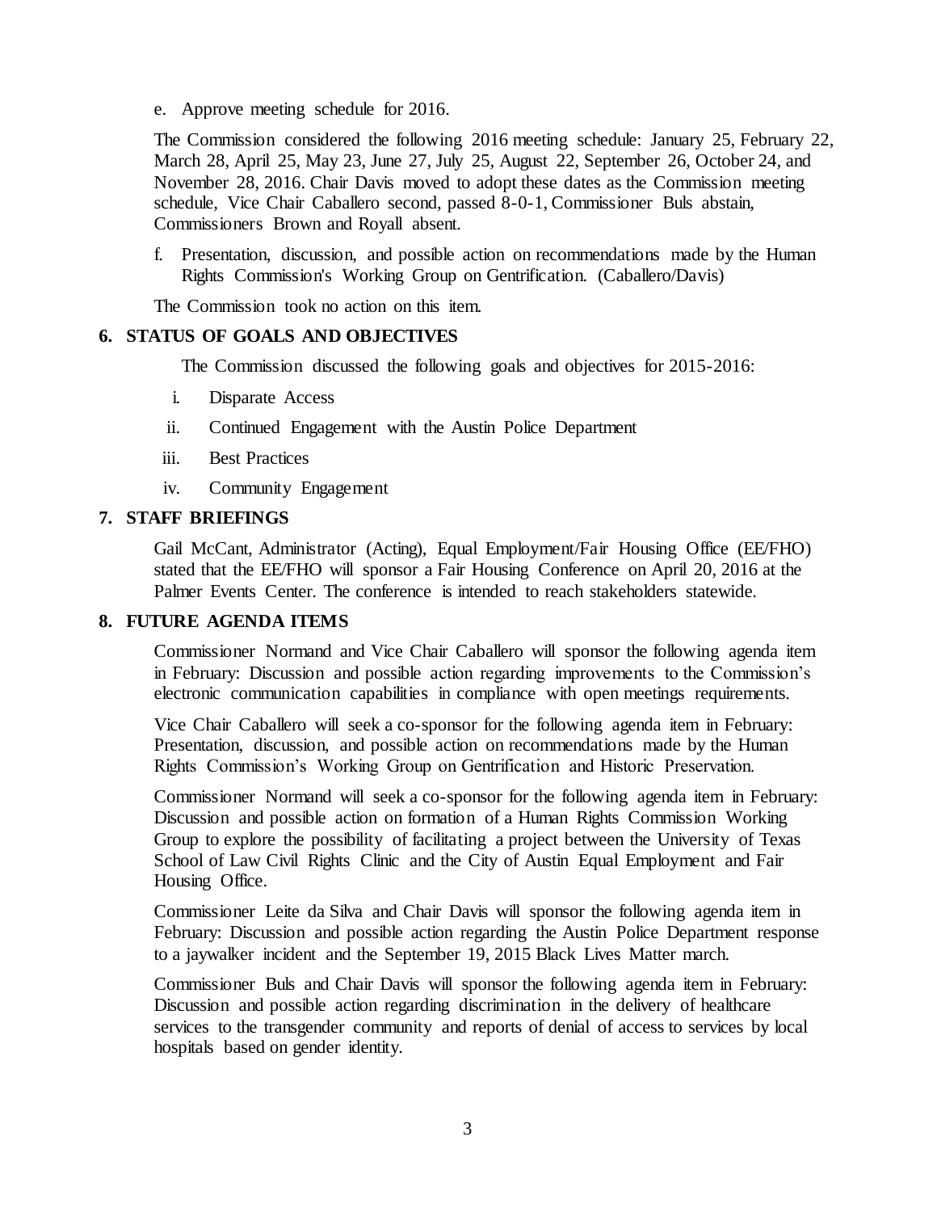e. Approve meeting schedule for 2016.

The Commission considered the following 2016 meeting schedule: January 25, February 22, March 28, April 25, May 23, June 27, July 25, August 22, September 26, October 24, and November 28, 2016. Chair Davis moved to adopt these dates as the Commission meeting schedule, Vice Chair Caballero second, passed 8-0-1, Commissioner Buls abstain, Commissioners Brown and Royall absent.

f. Presentation, discussion, and possible action on recommendations made by the Human Rights Commission's Working Group on Gentrification. (Caballero/Davis)

The Commission took no action on this item.

## 6. STATUS OF GOALS AND OBJECTIVES

The Commission discussed the following goals and objectives for 2015-2016:

i. Disparate Access
ii. Continued Engagement with the Austin Police Department
iii. Best Practices
iv. Community Engagement

## 7. STAFF BRIEFINGS

Gail McCant, Administrator (Acting), Equal Employment/Fair Housing Office (EE/FHO) stated that the EE/FHO will sponsor a Fair Housing Conference on April 20, 2016 at the Palmer Events Center. The conference is intended to reach stakeholders statewide.

## 8. FUTURE AGENDA ITEMS

Commissioner Normand and Vice Chair Caballero will sponsor the following agenda item in February: Discussion and possible action regarding improvements to the Commission's electronic communication capabilities in compliance with open meetings requirements.

Vice Chair Caballero will seek a co-sponsor for the following agenda item in February: Presentation, discussion, and possible action on recommendations made by the Human Rights Commission's Working Group on Gentrification and Historic Preservation.

Commissioner Normand will seek a co-sponsor for the following agenda item in February: Discussion and possible action on formation of a Human Rights Commission Working Group to explore the possibility of facilitating a project between the University of Texas School of Law Civil Rights Clinic and the City of Austin Equal Employment and Fair Housing Office.

Commissioner Leite da Silva and Chair Davis will sponsor the following agenda item in February: Discussion and possible action regarding the Austin Police Department response to a jaywalker incident and the September 19, 2015 Black Lives Matter march.

Commissioner Buls and Chair Davis will sponsor the following agenda item in February: Discussion and possible action regarding discrimination in the delivery of healthcare services to the transgender community and reports of denial of access to services by local hospitals based on gender identity.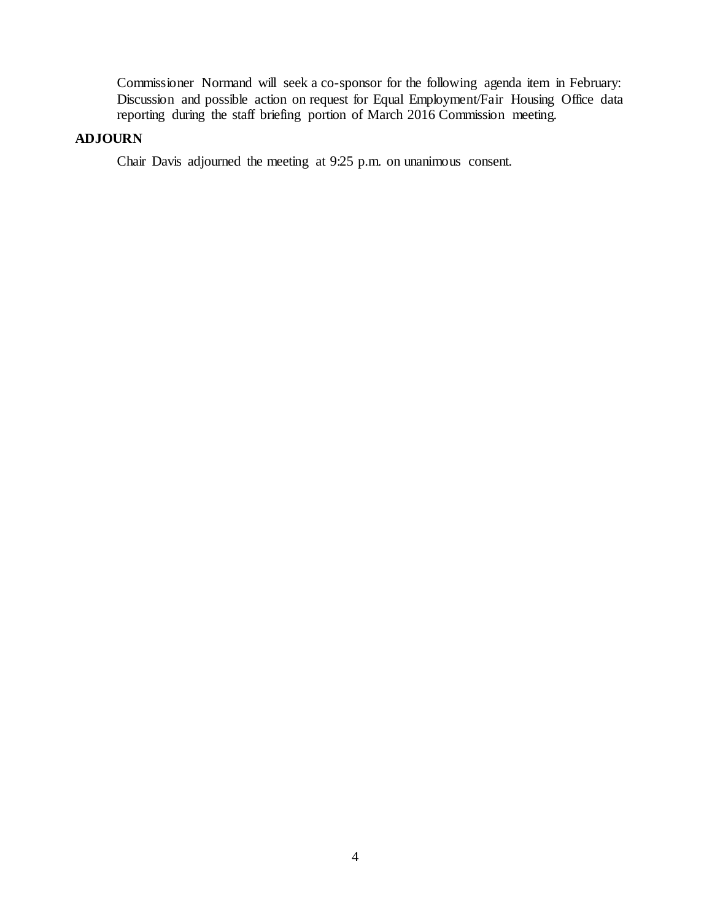Commissioner Normand will seek a co-sponsor for the following agenda item in February: Discussion and possible action on request for Equal Employment/Fair Housing Office data reporting during the staff briefing portion of March 2016 Commission meeting.

**ADJOURN**

Chair Davis adjourned the meeting at 9:25 p.m. on unanimous consent.